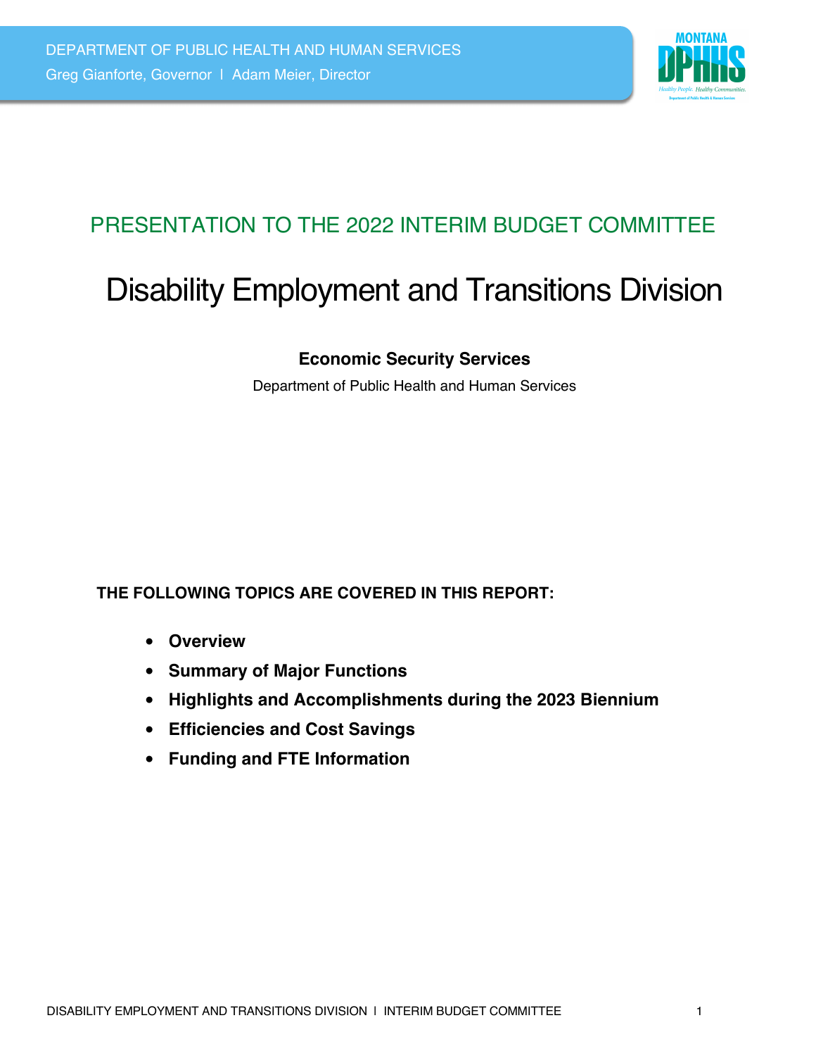DEPARTMENT OF PUBLIC HEALTH AND HUMAN SERVICES

Greg Gianforte, Governor | Adam Meier, Director

## PRESENTATION TO THE 2022 INTERIM BUDGET COMMITTEE

# Disability Employment and Transitions Division

**Economic Security Services**

Department of Public Health and Human Services

**THE FOLLOWING TOPICS ARE COVERED IN THIS REPORT:**

- **Overview**
- **Summary of Major Functions**
- **Highlights and Accomplishments during the 2023 Biennium**
- **Efficiencies and Cost Savings**
- **Funding and FTE Information**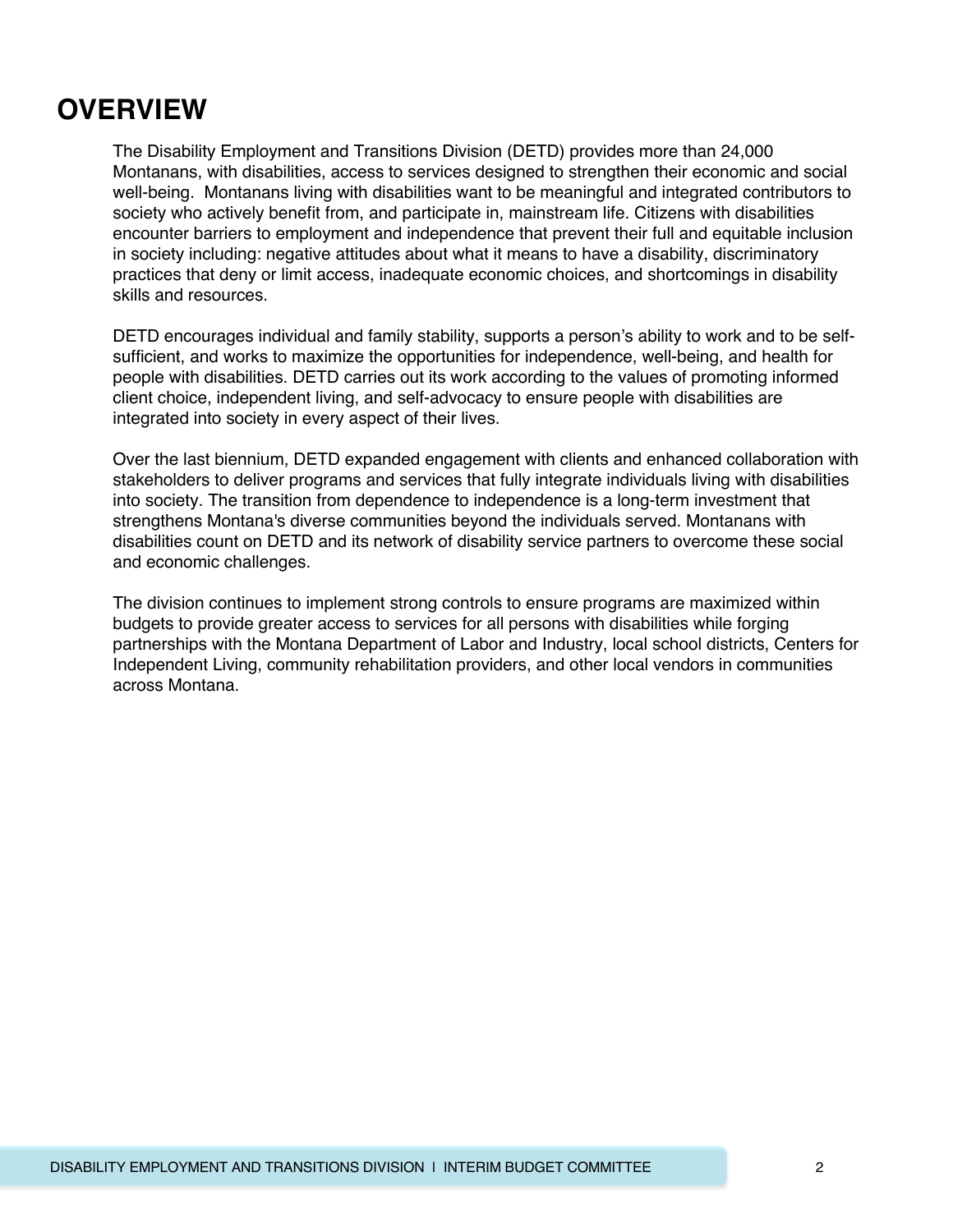# OVERVIEW

The Disability Employment and Transitions Division (DETD) provides more than 24,000 Montanans, with disabilities, access to services designed to strengthen their economic and social well-being. Montanans living with disabilities want to be meaningful and integrated contributors to society who actively benefit from, and participate in, mainstream life. Citizens with disabilities encounter barriers to employment and independence that prevent their full and equitable inclusion in society including: negative attitudes about what it means to have a disability, discriminatory practices that deny or limit access, inadequate economic choices, and shortcomings in disability skills and resources.

DETD encourages individual and family stability, supports a person's ability to work and to be self-sufficient, and works to maximize the opportunities for independence, well-being, and health for people with disabilities. DETD carries out its work according to the values of promoting informed client choice, independent living, and self-advocacy to ensure people with disabilities are integrated into society in every aspect of their lives.

Over the last biennium, DETD expanded engagement with clients and enhanced collaboration with stakeholders to deliver programs and services that fully integrate individuals living with disabilities into society. The transition from dependence to independence is a long-term investment that strengthens Montana's diverse communities beyond the individuals served. Montanans with disabilities count on DETD and its network of disability service partners to overcome these social and economic challenges.

The division continues to implement strong controls to ensure programs are maximized within budgets to provide greater access to services for all persons with disabilities while forging partnerships with the Montana Department of Labor and Industry, local school districts, Centers for Independent Living, community rehabilitation providers, and other local vendors in communities across Montana.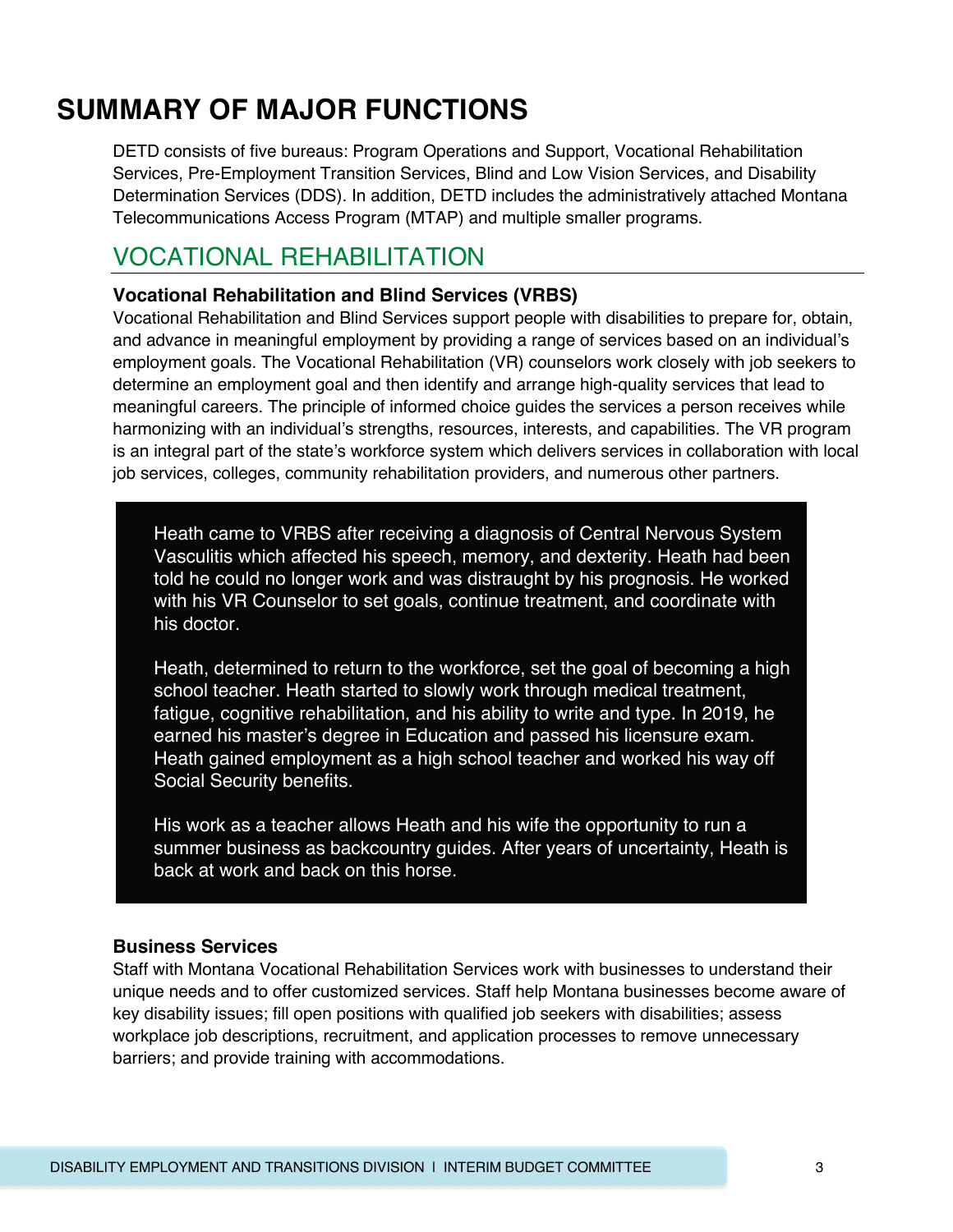# SUMMARY OF MAJOR FUNCTIONS

DETD consists of five bureaus: Program Operations and Support, Vocational Rehabilitation Services, Pre-Employment Transition Services, Blind and Low Vision Services, and Disability Determination Services (DDS). In addition, DETD includes the administratively attached Montana Telecommunications Access Program (MTAP) and multiple smaller programs.

## VOCATIONAL REHABILITATION

### Vocational Rehabilitation and Blind Services (VRBS)

Vocational Rehabilitation and Blind Services support people with disabilities to prepare for, obtain, and advance in meaningful employment by providing a range of services based on an individual's employment goals. The Vocational Rehabilitation (VR) counselors work closely with job seekers to determine an employment goal and then identify and arrange high-quality services that lead to meaningful careers. The principle of informed choice guides the services a person receives while harmonizing with an individual's strengths, resources, interests, and capabilities. The VR program is an integral part of the state's workforce system which delivers services in collaboration with local job services, colleges, community rehabilitation providers, and numerous other partners.

> Heath came to VRBS after receiving a diagnosis of Central Nervous System Vasculitis which affected his speech, memory, and dexterity. Heath had been told he could no longer work and was distraught by his prognosis. He worked with his VR Counselor to set goals, continue treatment, and coordinate with his doctor.
>
> Heath, determined to return to the workforce, set the goal of becoming a high school teacher. Heath started to slowly work through medical treatment, fatigue, cognitive rehabilitation, and his ability to write and type. In 2019, he earned his master's degree in Education and passed his licensure exam. Heath gained employment as a high school teacher and worked his way off Social Security benefits.
>
> His work as a teacher allows Heath and his wife the opportunity to run a summer business as backcountry guides. After years of uncertainty, Heath is back at work and back on this horse.

### Business Services

Staff with Montana Vocational Rehabilitation Services work with businesses to understand their unique needs and to offer customized services. Staff help Montana businesses become aware of key disability issues; fill open positions with qualified job seekers with disabilities; assess workplace job descriptions, recruitment, and application processes to remove unnecessary barriers; and provide training with accommodations.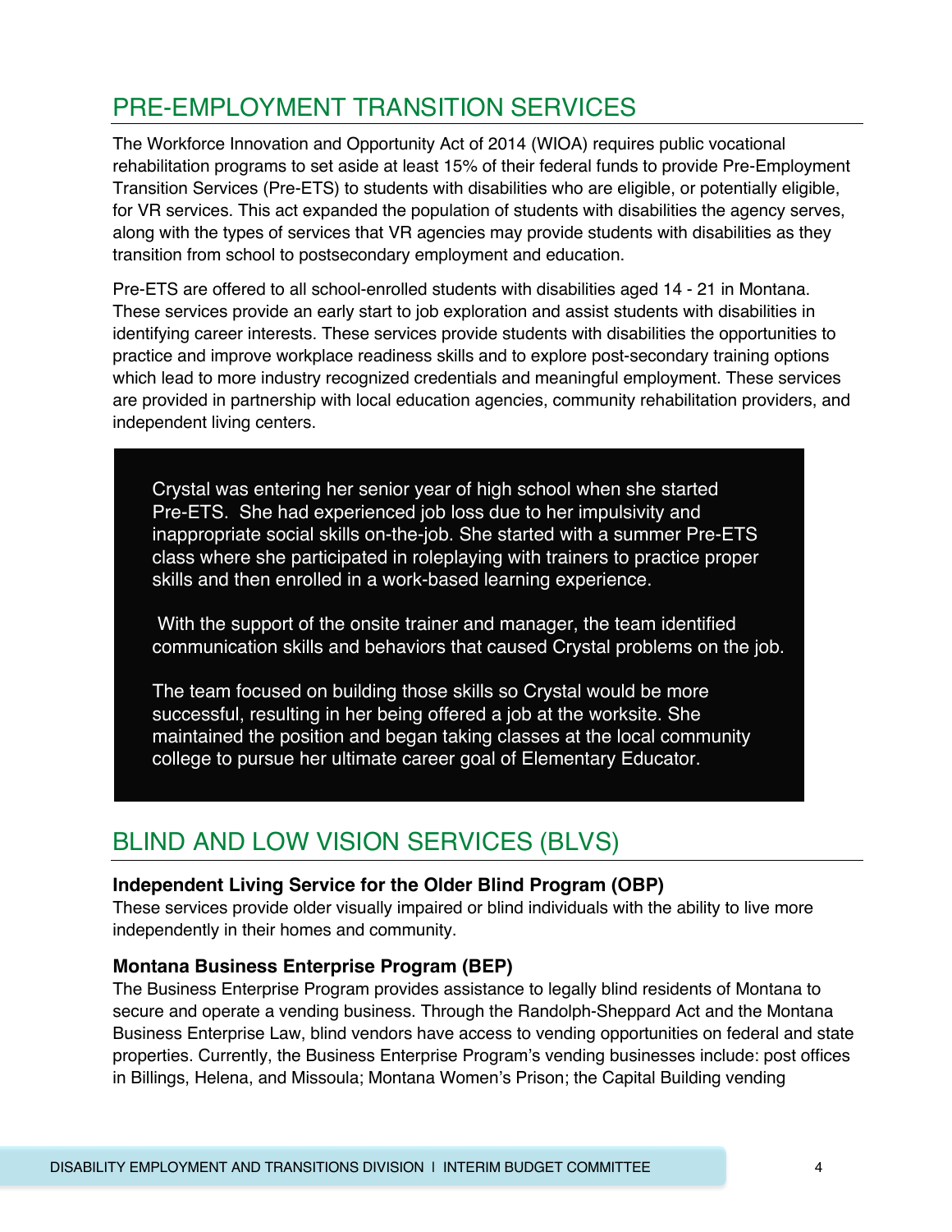## PRE-EMPLOYMENT TRANSITION SERVICES

The Workforce Innovation and Opportunity Act of 2014 (WIOA) requires public vocational rehabilitation programs to set aside at least 15% of their federal funds to provide Pre-Employment Transition Services (Pre-ETS) to students with disabilities who are eligible, or potentially eligible, for VR services. This act expanded the population of students with disabilities the agency serves, along with the types of services that VR agencies may provide students with disabilities as they transition from school to postsecondary employment and education.

Pre-ETS are offered to all school-enrolled students with disabilities aged 14 - 21 in Montana. These services provide an early start to job exploration and assist students with disabilities in identifying career interests. These services provide students with disabilities the opportunities to practice and improve workplace readiness skills and to explore post-secondary training options which lead to more industry recognized credentials and meaningful employment. These services are provided in partnership with local education agencies, community rehabilitation providers, and independent living centers.

> Crystal was entering her senior year of high school when she started Pre-ETS. She had experienced job loss due to her impulsivity and inappropriate social skills on-the-job. She started with a summer Pre-ETS class where she participated in roleplaying with trainers to practice proper skills and then enrolled in a work-based learning experience.
>
> With the support of the onsite trainer and manager, the team identified communication skills and behaviors that caused Crystal problems on the job.
>
> The team focused on building those skills so Crystal would be more successful, resulting in her being offered a job at the worksite. She maintained the position and began taking classes at the local community college to pursue her ultimate career goal of Elementary Educator.

## BLIND AND LOW VISION SERVICES (BLVS)

**Independent Living Service for the Older Blind Program (OBP)**
These services provide older visually impaired or blind individuals with the ability to live more independently in their homes and community.

**Montana Business Enterprise Program (BEP)**
The Business Enterprise Program provides assistance to legally blind residents of Montana to secure and operate a vending business. Through the Randolph-Sheppard Act and the Montana Business Enterprise Law, blind vendors have access to vending opportunities on federal and state properties. Currently, the Business Enterprise Program's vending businesses include: post offices in Billings, Helena, and Missoula; Montana Women's Prison; the Capital Building vending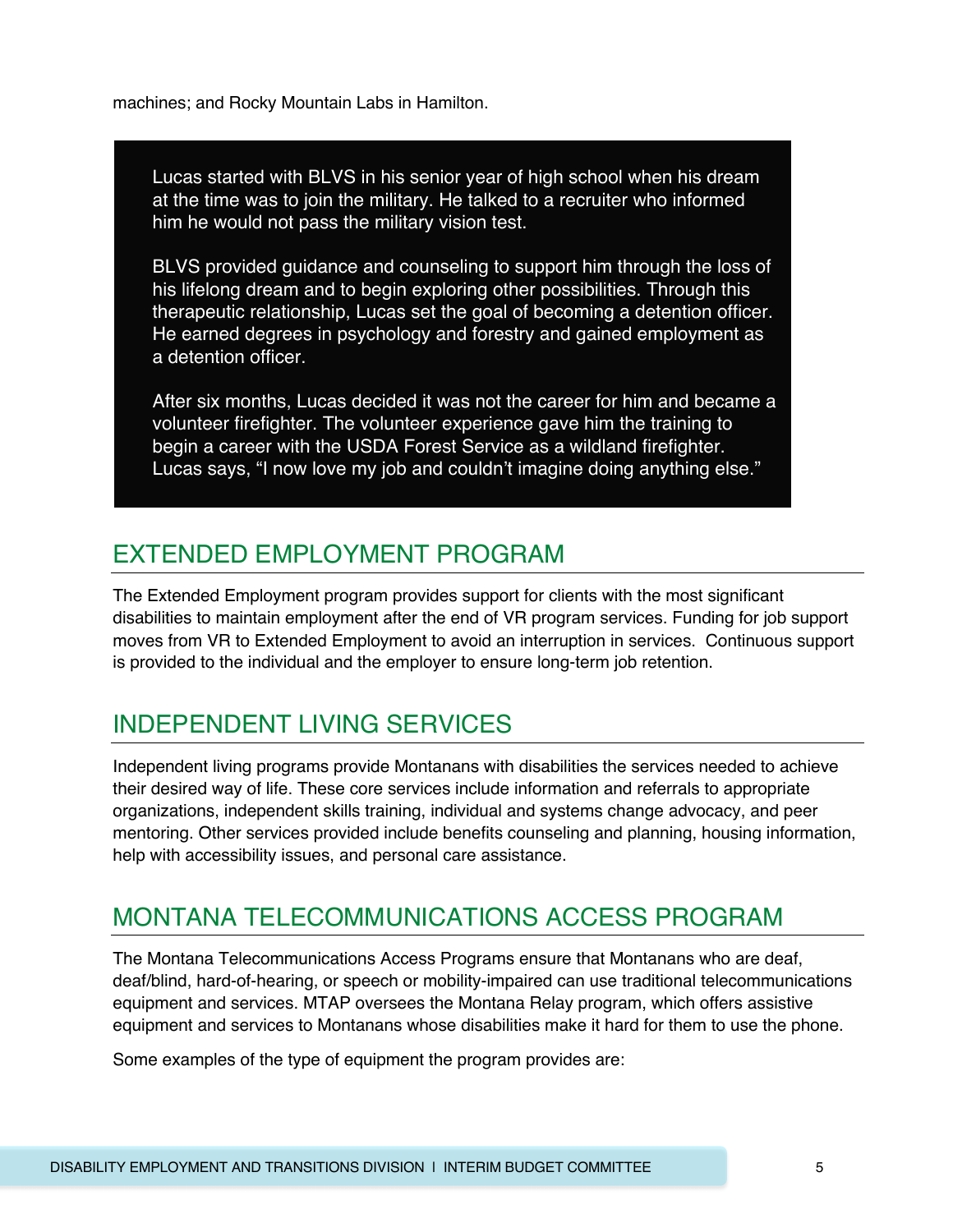machines; and Rocky Mountain Labs in Hamilton.

> Lucas started with BLVS in his senior year of high school when his dream at the time was to join the military. He talked to a recruiter who informed him he would not pass the military vision test.
>
> BLVS provided guidance and counseling to support him through the loss of his lifelong dream and to begin exploring other possibilities. Through this therapeutic relationship, Lucas set the goal of becoming a detention officer. He earned degrees in psychology and forestry and gained employment as a detention officer.
>
> After six months, Lucas decided it was not the career for him and became a volunteer firefighter. The volunteer experience gave him the training to begin a career with the USDA Forest Service as a wildland firefighter. Lucas says, "I now love my job and couldn't imagine doing anything else."

## EXTENDED EMPLOYMENT PROGRAM

The Extended Employment program provides support for clients with the most significant disabilities to maintain employment after the end of VR program services. Funding for job support moves from VR to Extended Employment to avoid an interruption in services. Continuous support is provided to the individual and the employer to ensure long-term job retention.

## INDEPENDENT LIVING SERVICES

Independent living programs provide Montanans with disabilities the services needed to achieve their desired way of life. These core services include information and referrals to appropriate organizations, independent skills training, individual and systems change advocacy, and peer mentoring. Other services provided include benefits counseling and planning, housing information, help with accessibility issues, and personal care assistance.

## MONTANA TELECOMMUNICATIONS ACCESS PROGRAM

The Montana Telecommunications Access Programs ensure that Montanans who are deaf, deaf/blind, hard-of-hearing, or speech or mobility-impaired can use traditional telecommunications equipment and services. MTAP oversees the Montana Relay program, which offers assistive equipment and services to Montanans whose disabilities make it hard for them to use the phone.

Some examples of the type of equipment the program provides are: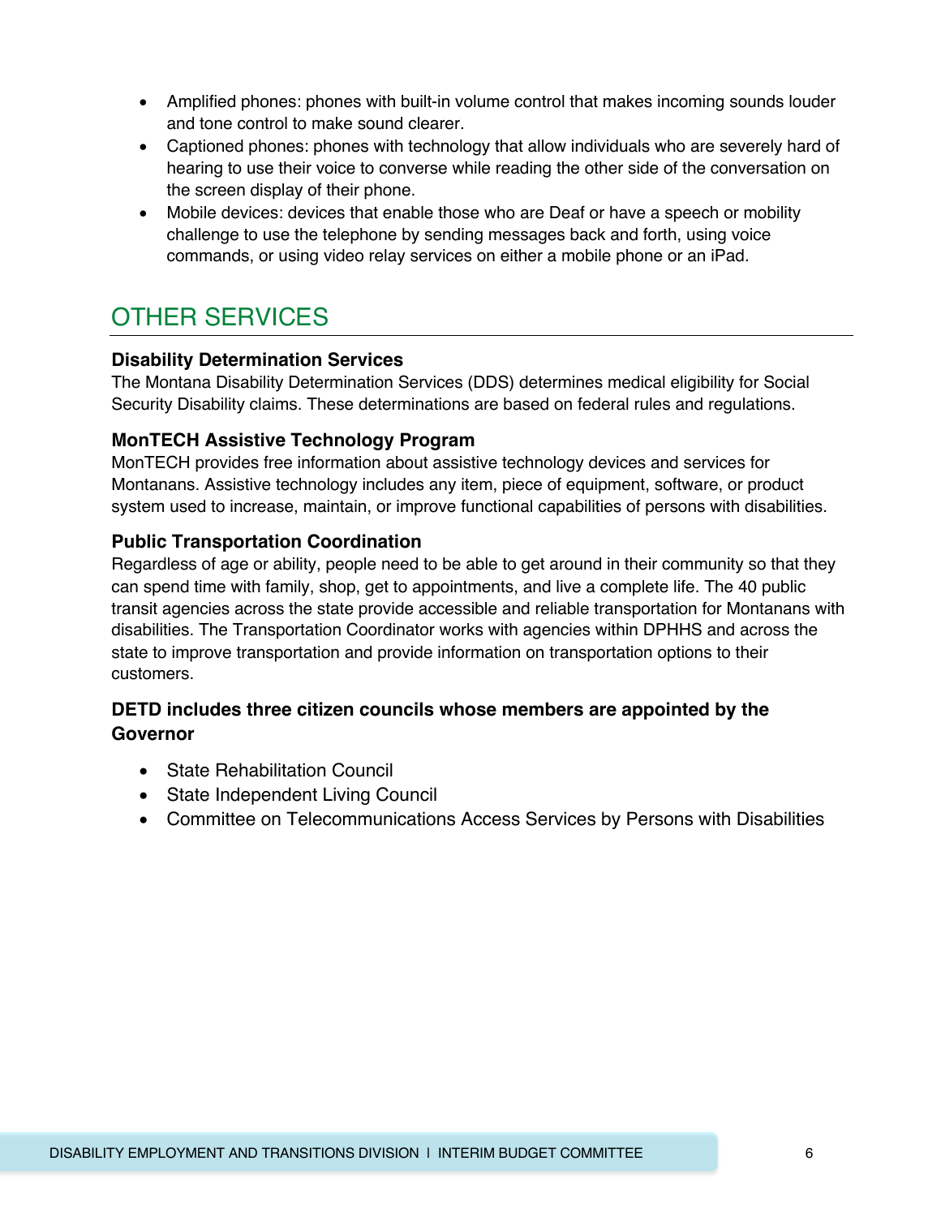- Amplified phones: phones with built-in volume control that makes incoming sounds louder and tone control to make sound clearer.
- Captioned phones: phones with technology that allow individuals who are severely hard of hearing to use their voice to converse while reading the other side of the conversation on the screen display of their phone.
- Mobile devices: devices that enable those who are Deaf or have a speech or mobility challenge to use the telephone by sending messages back and forth, using voice commands, or using video relay services on either a mobile phone or an iPad.

## OTHER SERVICES

**Disability Determination Services**

The Montana Disability Determination Services (DDS) determines medical eligibility for Social Security Disability claims. These determinations are based on federal rules and regulations.

**MonTECH Assistive Technology Program**

MonTECH provides free information about assistive technology devices and services for Montanans. Assistive technology includes any item, piece of equipment, software, or product system used to increase, maintain, or improve functional capabilities of persons with disabilities.

**Public Transportation Coordination**

Regardless of age or ability, people need to be able to get around in their community so that they can spend time with family, shop, get to appointments, and live a complete life. The 40 public transit agencies across the state provide accessible and reliable transportation for Montanans with disabilities. The Transportation Coordinator works with agencies within DPHHS and across the state to improve transportation and provide information on transportation options to their customers.

**DETD includes three citizen councils whose members are appointed by the Governor**

- State Rehabilitation Council
- State Independent Living Council
- Committee on Telecommunications Access Services by Persons with Disabilities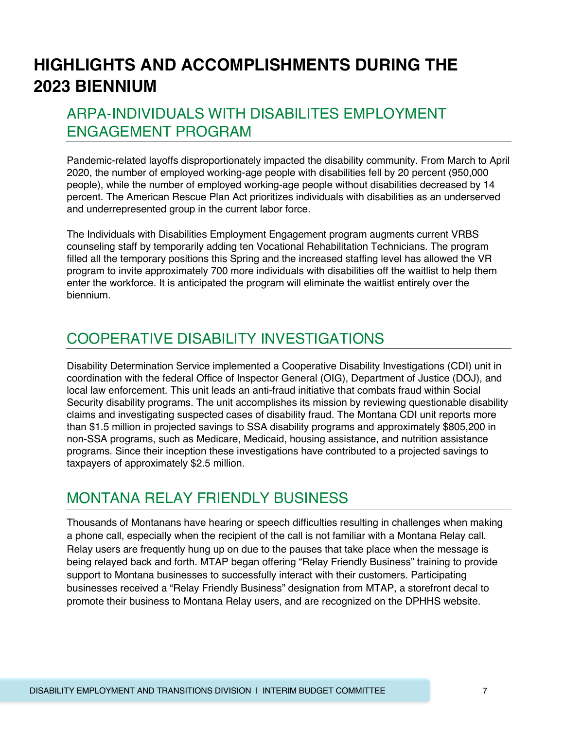# HIGHLIGHTS AND ACCOMPLISHMENTS DURING THE 2023 BIENNIUM

## ARPA-INDIVIDUALS WITH DISABILITES EMPLOYMENT ENGAGEMENT PROGRAM

Pandemic-related layoffs disproportionately impacted the disability community. From March to April 2020, the number of employed working-age people with disabilities fell by 20 percent (950,000 people), while the number of employed working-age people without disabilities decreased by 14 percent. The American Rescue Plan Act prioritizes individuals with disabilities as an underserved and underrepresented group in the current labor force.

The Individuals with Disabilities Employment Engagement program augments current VRBS counseling staff by temporarily adding ten Vocational Rehabilitation Technicians. The program filled all the temporary positions this Spring and the increased staffing level has allowed the VR program to invite approximately 700 more individuals with disabilities off the waitlist to help them enter the workforce. It is anticipated the program will eliminate the waitlist entirely over the biennium.

## COOPERATIVE DISABILITY INVESTIGATIONS

Disability Determination Service implemented a Cooperative Disability Investigations (CDI) unit in coordination with the federal Office of Inspector General (OIG), Department of Justice (DOJ), and local law enforcement. This unit leads an anti-fraud initiative that combats fraud within Social Security disability programs. The unit accomplishes its mission by reviewing questionable disability claims and investigating suspected cases of disability fraud. The Montana CDI unit reports more than $1.5 million in projected savings to SSA disability programs and approximately $805,200 in non-SSA programs, such as Medicare, Medicaid, housing assistance, and nutrition assistance programs. Since their inception these investigations have contributed to a projected savings to taxpayers of approximately $2.5 million.

## MONTANA RELAY FRIENDLY BUSINESS

Thousands of Montanans have hearing or speech difficulties resulting in challenges when making a phone call, especially when the recipient of the call is not familiar with a Montana Relay call. Relay users are frequently hung up on due to the pauses that take place when the message is being relayed back and forth. MTAP began offering "Relay Friendly Business" training to provide support to Montana businesses to successfully interact with their customers. Participating businesses received a "Relay Friendly Business" designation from MTAP, a storefront decal to promote their business to Montana Relay users, and are recognized on the DPHHS website.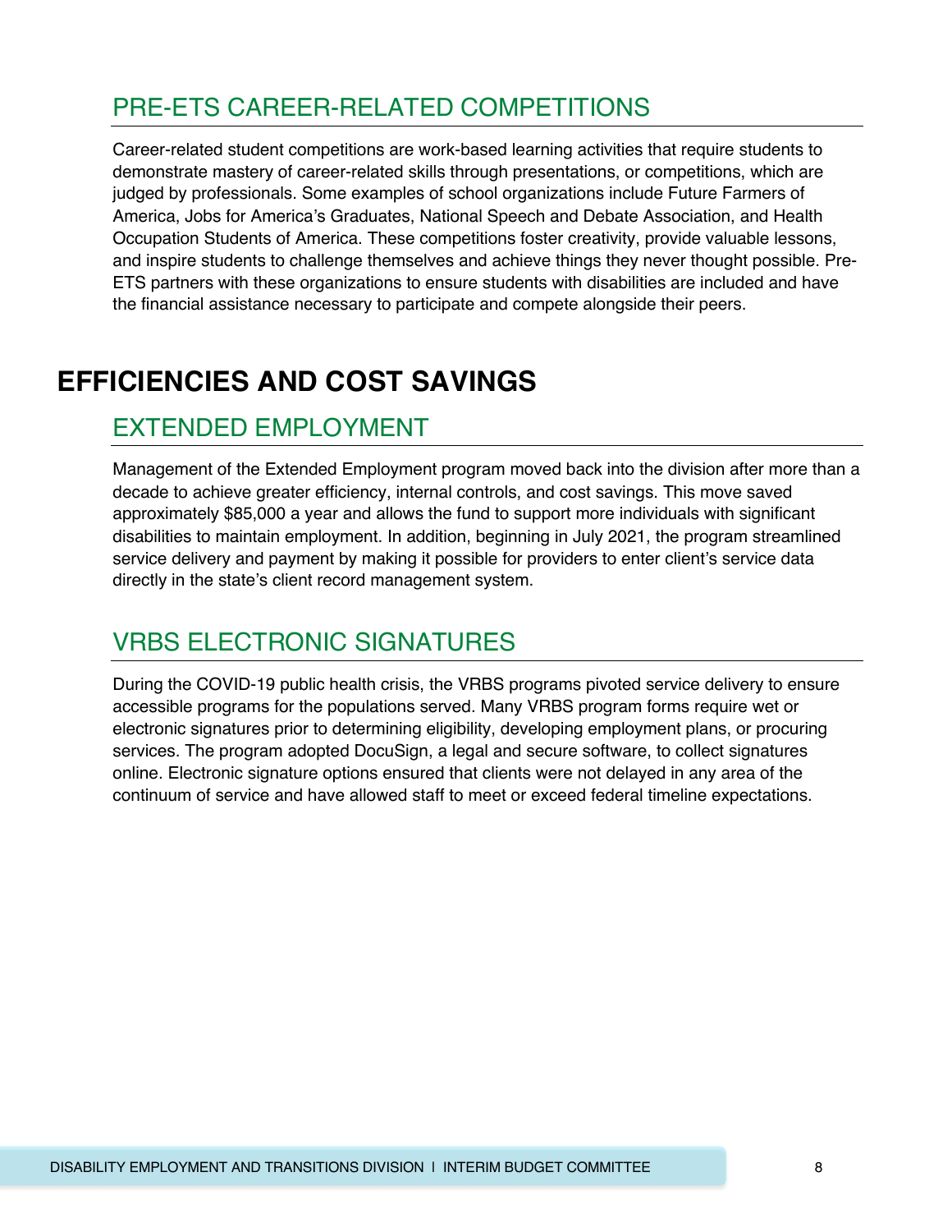## PRE-ETS CAREER-RELATED COMPETITIONS

Career-related student competitions are work-based learning activities that require students to demonstrate mastery of career-related skills through presentations, or competitions, which are judged by professionals. Some examples of school organizations include Future Farmers of America, Jobs for America's Graduates, National Speech and Debate Association, and Health Occupation Students of America. These competitions foster creativity, provide valuable lessons, and inspire students to challenge themselves and achieve things they never thought possible. Pre-ETS partners with these organizations to ensure students with disabilities are included and have the financial assistance necessary to participate and compete alongside their peers.

# EFFICIENCIES AND COST SAVINGS

## EXTENDED EMPLOYMENT

Management of the Extended Employment program moved back into the division after more than a decade to achieve greater efficiency, internal controls, and cost savings. This move saved approximately $85,000 a year and allows the fund to support more individuals with significant disabilities to maintain employment. In addition, beginning in July 2021, the program streamlined service delivery and payment by making it possible for providers to enter client's service data directly in the state's client record management system.

## VRBS ELECTRONIC SIGNATURES

During the COVID-19 public health crisis, the VRBS programs pivoted service delivery to ensure accessible programs for the populations served. Many VRBS program forms require wet or electronic signatures prior to determining eligibility, developing employment plans, or procuring services. The program adopted DocuSign, a legal and secure software, to collect signatures online. Electronic signature options ensured that clients were not delayed in any area of the continuum of service and have allowed staff to meet or exceed federal timeline expectations.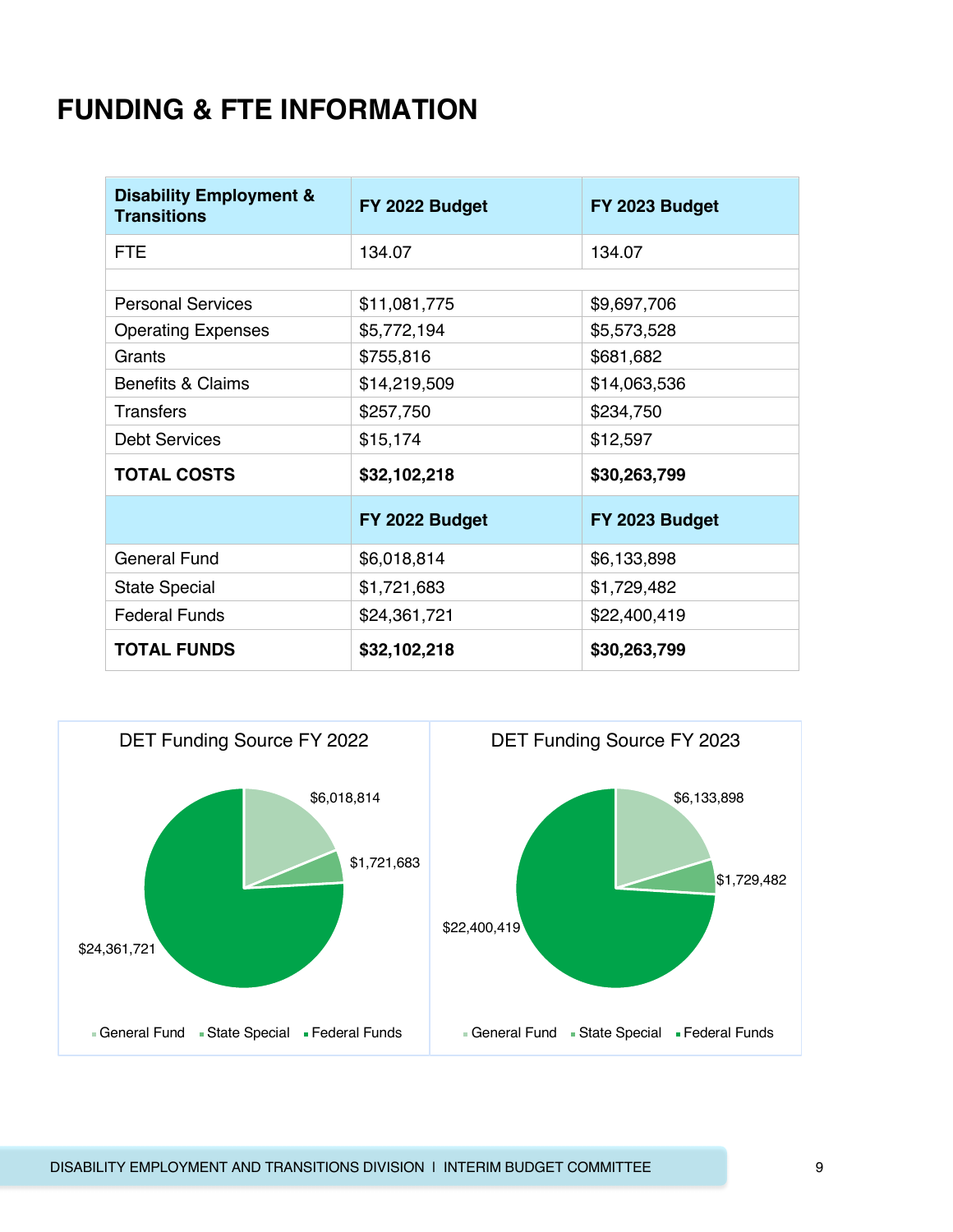# FUNDING & FTE INFORMATION

| Disability Employment & Transitions | FY 2022 Budget | FY 2023 Budget |
|---|---|---|
| FTE | 134.07 | 134.07 |
| | | |
| Personal Services | $11,081,775 | $9,697,706 |
| Operating Expenses | $5,772,194 | $5,573,528 |
| Grants | $755,816 | $681,682 |
| Benefits & Claims | $14,219,509 | $14,063,536 |
| Transfers | $257,750 | $234,750 |
| Debt Services | $15,174 | $12,597 |
| **TOTAL COSTS** | **$32,102,218** | **$30,263,799** |
| | **FY 2022 Budget** | **FY 2023 Budget** |
| General Fund | $6,018,814 | $6,133,898 |
| State Special | $1,721,683 | $1,729,482 |
| Federal Funds | $24,361,721 | $22,400,419 |
| **TOTAL FUNDS** | **$32,102,218** | **$30,263,799** |

DET Funding Source FY 2022

$6,018,814

$1,721,683

$24,361,721

General Fund · State Special · Federal Funds

DET Funding Source FY 2023

$6,133,898

$1,729,482

$22,400,419

General Fund · State Special · Federal Funds